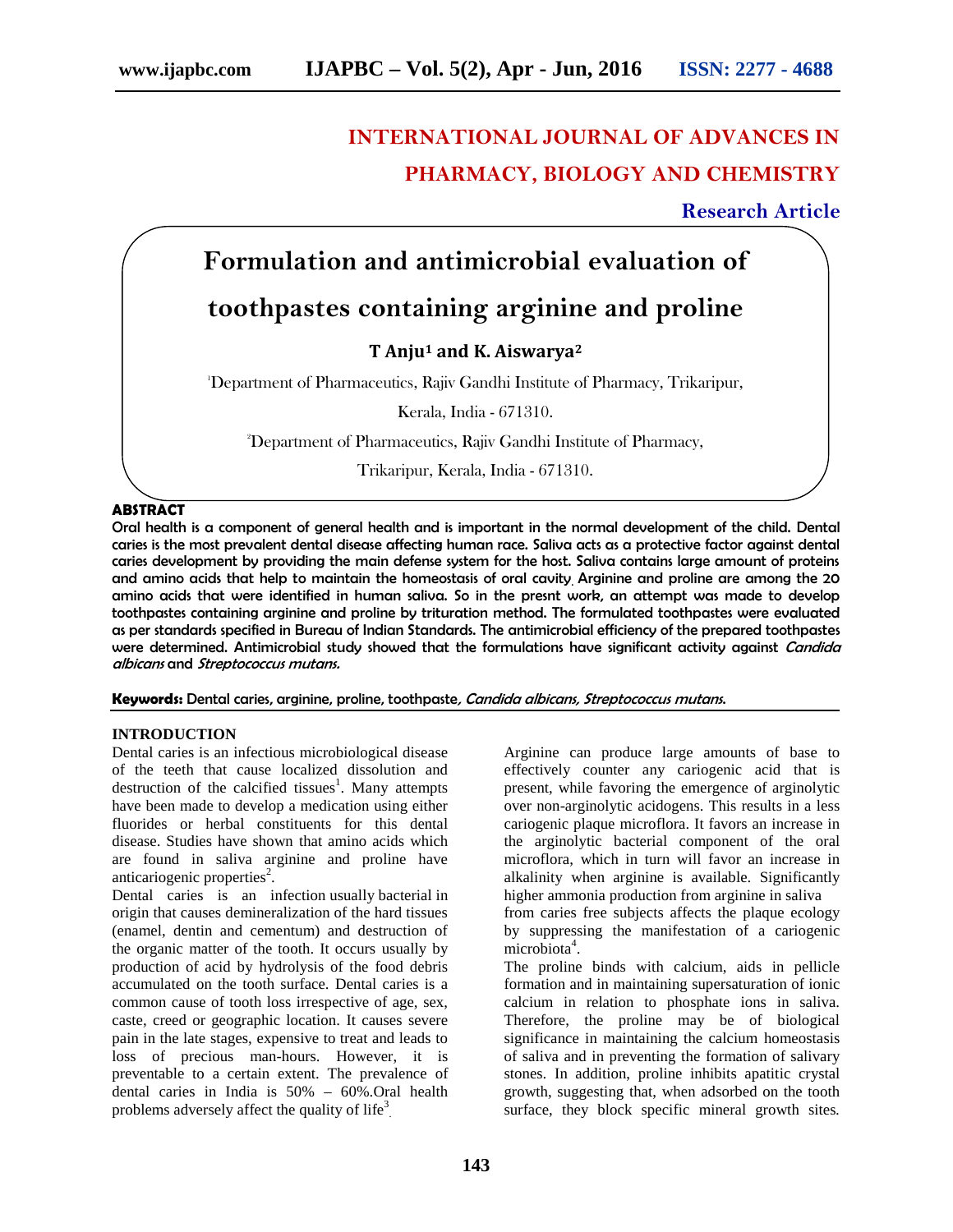## INTERNATIONAL JOURNAL OF ADVANCES IN PHARMACY, BIOLOGY AND CHEMISTRY

**Research Article**

# Formulation and antimicrobial evaluation of toothpastes containing arginine and proline

**T Anju[1] and K. Aiswarya[2]**

[1]Department of Pharmaceutics, Rajiv Gandhi Institute of Pharmacy, Trikaripur, Kerala, India - 671310.

[2]Department of Pharmaceutics, Rajiv Gandhi Institute of Pharmacy, Trikaripur, Kerala, India - 671310.

## ABSTRACT

**Oral health is a component of general health and is important in the normal development of the child. Dental caries is the most prevalent dental disease affecting human race. Saliva acts as a protective factor against dental caries development by providing the main defense system for the host. Saliva contains large amount of proteins and amino acids that help to maintain the homeostasis of oral cavity. Arginine and proline are among the 20 amino acids that were identified in human saliva. So in the presnt work, an attempt was made to develop toothpastes containing arginine and proline by trituration method. The formulated toothpastes were evaluated as per standards specified in Bureau of Indian Standards. The antimicrobial efficiency of the prepared toothpastes were determined. Antimicrobial study showed that the formulations have significant activity against *Candida albicans* and *Streptococcus mutans.***

**Keywords:** Dental caries, arginine, proline, toothpaste*, Candida albicans, Streptococcus mutans.*

## INTRODUCTION

Dental caries is an infectious microbiological disease of the teeth that cause localized dissolution and destruction of the calcified tissues[1]. Many attempts have been made to develop a medication using either fluorides or herbal constituents for this dental disease. Studies have shown that amino acids which are found in saliva arginine and proline have anticariogenic properties[2].

Dental caries is an infection usually bacterial in origin that causes demineralization of the hard tissues (enamel, dentin and cementum) and destruction of the organic matter of the tooth. It occurs usually by production of acid by hydrolysis of the food debris accumulated on the tooth surface. Dental caries is a common cause of tooth loss irrespective of age, sex, caste, creed or geographic location. It causes severe pain in the late stages, expensive to treat and leads to loss of precious man-hours. However, it is preventable to a certain extent. The prevalence of dental caries in India is 50% – 60%.Oral health problems adversely affect the quality of life[3].

Arginine can produce large amounts of base to effectively counter any cariogenic acid that is present, while favoring the emergence of arginolytic over non-arginolytic acidogens. This results in a less cariogenic plaque microflora. It favors an increase in the arginolytic bacterial component of the oral microflora, which in turn will favor an increase in alkalinity when arginine is available. Significantly higher ammonia production from arginine in saliva from caries free subjects affects the plaque ecology by suppressing the manifestation of a cariogenic microbiota[4].

The proline binds with calcium, aids in pellicle formation and in maintaining supersaturation of ionic calcium in relation to phosphate ions in saliva. Therefore, the proline may be of biological significance in maintaining the calcium homeostasis of saliva and in preventing the formation of salivary stones. In addition, proline inhibits apatitic crystal growth, suggesting that, when adsorbed on the tooth surface, they block specific mineral growth sites.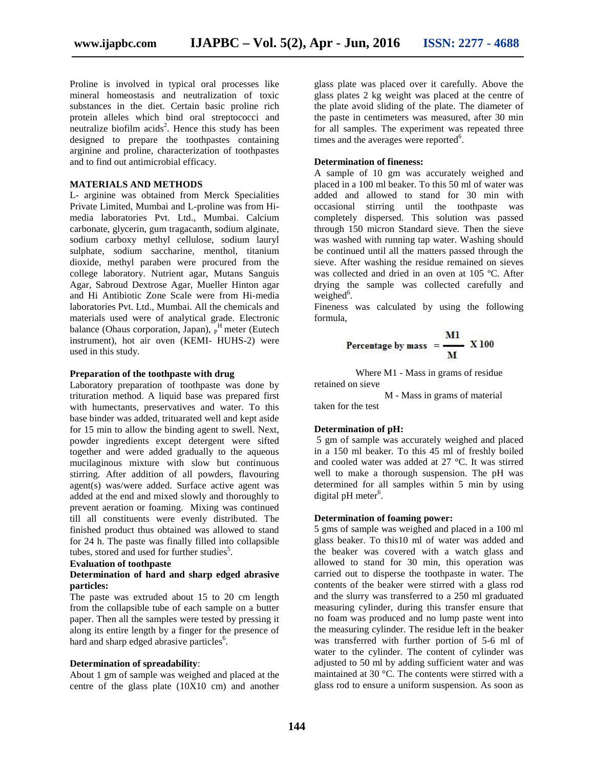Proline is involved in typical oral processes like mineral homeostasis and neutralization of toxic substances in the diet. Certain basic proline rich protein alleles which bind oral streptococci and neutralize biofilm acids[2]. Hence this study has been designed to prepare the toothpastes containing arginine and proline, characterization of toothpastes and to find out antimicrobial efficacy.

## MATERIALS AND METHODS

L- arginine was obtained from Merck Specialities Private Limited, Mumbai and L-proline was from Hi-media laboratories Pvt. Ltd., Mumbai. Calcium carbonate, glycerin, gum tragacanth, sodium alginate, sodium carboxy methyl cellulose, sodium lauryl sulphate, sodium saccharine, menthol, titanium dioxide, methyl paraben were procured from the college laboratory. Nutrient agar, Mutans Sanguis Agar, Sabroud Dextrose Agar, Mueller Hinton agar and Hi Antibiotic Zone Scale were from Hi-media laboratories Pvt. Ltd., Mumbai. All the chemicals and materials used were of analytical grade. Electronic balance (Ohaus corporation, Japan), $_{P}{}^{H}$ meter (Eutech instrument), hot air oven (KEMI- HUHS-2) were used in this study.

### Preparation of the toothpaste with drug

Laboratory preparation of toothpaste was done by trituration method. A liquid base was prepared first with humectants, preservatives and water. To this base binder was added, trituarated well and kept aside for 15 min to allow the binding agent to swell. Next, powder ingredients except detergent were sifted together and were added gradually to the aqueous mucilaginous mixture with slow but continuous stirring. After addition of all powders, flavouring agent(s) was/were added. Surface active agent was added at the end and mixed slowly and thoroughly to prevent aeration or foaming. Mixing was continued till all constituents were evenly distributed. The finished product thus obtained was allowed to stand for 24 h. The paste was finally filled into collapsible tubes, stored and used for further studies[5].

### Evaluation of toothpaste

#### Determination of hard and sharp edged abrasive particles:

The paste was extruded about 15 to 20 cm length from the collapsible tube of each sample on a butter paper. Then all the samples were tested by pressing it along its entire length by a finger for the presence of hard and sharp edged abrasive particles[6].

#### Determination of spreadability:

About 1 gm of sample was weighed and placed at the centre of the glass plate (10X10 cm) and another glass plate was placed over it carefully. Above the glass plates 2 kg weight was placed at the centre of the plate avoid sliding of the plate. The diameter of the paste in centimeters was measured, after 30 min for all samples. The experiment was repeated three times and the averages were reported[6].

#### Determination of fineness:

A sample of 10 gm was accurately weighed and placed in a 100 ml beaker. To this 50 ml of water was added and allowed to stand for 30 min with occasional stirring until the toothpaste was completely dispersed. This solution was passed through 150 micron Standard sieve. Then the sieve was washed with running tap water. Washing should be continued until all the matters passed through the sieve. After washing the residue remained on sieves was collected and dried in an oven at 105 ºC. After drying the sample was collected carefully and weighed[6].

Fineness was calculated by using the following formula,

$$\text{Percentage by mass} = \frac{M1}{M} \times 100$$

Where M1 - Mass in grams of residue retained on sieve

M - Mass in grams of material taken for the test

#### Determination of pH:

5 gm of sample was accurately weighed and placed in a 150 ml beaker. To this 45 ml of freshly boiled and cooled water was added at 27 °C. It was stirred well to make a thorough suspension. The pH was determined for all samples within 5 min by using digital pH meter[6].

#### Determination of foaming power:

5 gms of sample was weighed and placed in a 100 ml glass beaker. To this10 ml of water was added and the beaker was covered with a watch glass and allowed to stand for 30 min, this operation was carried out to disperse the toothpaste in water. The contents of the beaker were stirred with a glass rod and the slurry was transferred to a 250 ml graduated measuring cylinder, during this transfer ensure that no foam was produced and no lump paste went into the measuring cylinder. The residue left in the beaker was transferred with further portion of 5-6 ml of water to the cylinder. The content of cylinder was adjusted to 50 ml by adding sufficient water and was maintained at 30 °C. The contents were stirred with a glass rod to ensure a uniform suspension. As soon as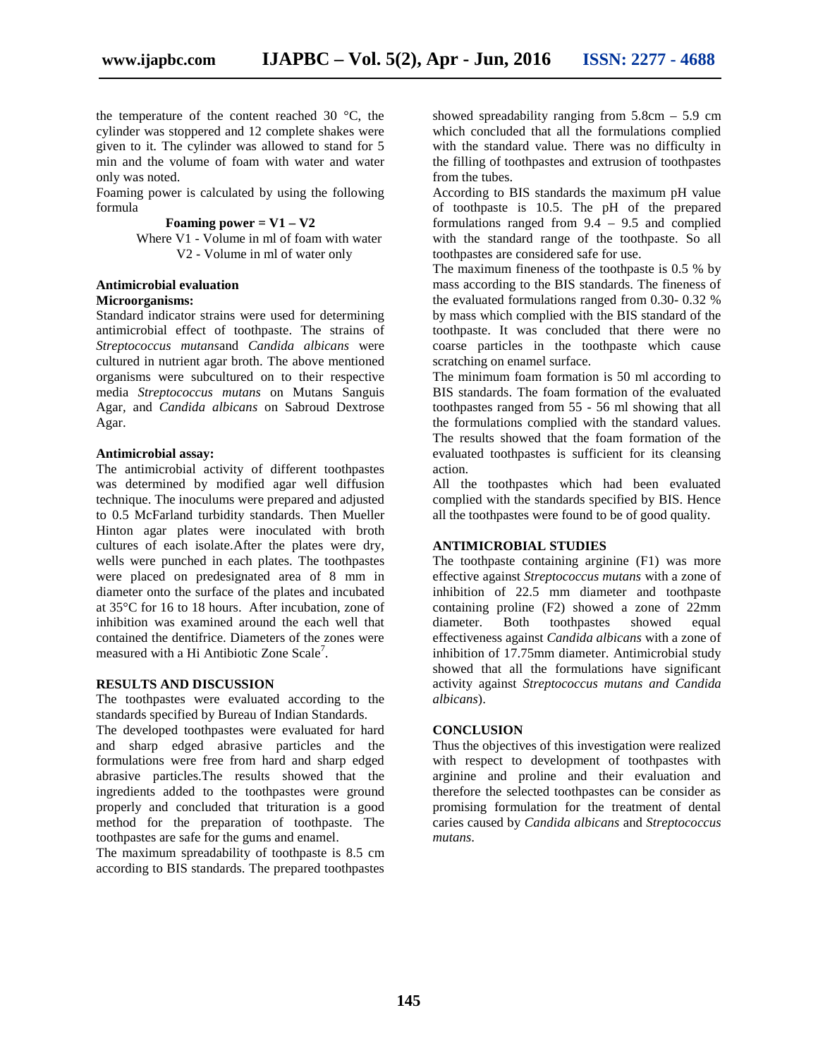the temperature of the content reached 30 °C, the cylinder was stoppered and 12 complete shakes were given to it. The cylinder was allowed to stand for 5 min and the volume of foam with water and water only was noted.

Foaming power is calculated by using the following formula

**Foaming power = V1 – V2**

Where V1 - Volume in ml of foam with water

V2 - Volume in ml of water only

### Antimicrobial evaluation

**Microorganisms:**

Standard indicator strains were used for determining antimicrobial effect of toothpaste. The strains of *Streptococcus mutans*and *Candida albicans* were cultured in nutrient agar broth. The above mentioned organisms were subcultured on to their respective media *Streptococcus mutans* on Mutans Sanguis Agar, and *Candida albicans* on Sabroud Dextrose Agar.

**Antimicrobial assay:**

The antimicrobial activity of different toothpastes was determined by modified agar well diffusion technique. The inoculums were prepared and adjusted to 0.5 McFarland turbidity standards. Then Mueller Hinton agar plates were inoculated with broth cultures of each isolate.After the plates were dry, wells were punched in each plates. The toothpastes were placed on predesignated area of 8 mm in diameter onto the surface of the plates and incubated at 35°C for 16 to 18 hours. After incubation, zone of inhibition was examined around the each well that contained the dentifrice. Diameters of the zones were measured with a Hi Antibiotic Zone Scale[7].

## RESULTS AND DISCUSSION

The toothpastes were evaluated according to the standards specified by Bureau of Indian Standards.

The developed toothpastes were evaluated for hard and sharp edged abrasive particles and the formulations were free from hard and sharp edged abrasive particles.The results showed that the ingredients added to the toothpastes were ground properly and concluded that trituration is a good method for the preparation of toothpaste. The toothpastes are safe for the gums and enamel.

The maximum spreadability of toothpaste is 8.5 cm according to BIS standards. The prepared toothpastes showed spreadability ranging from 5.8cm – 5.9 cm which concluded that all the formulations complied with the standard value. There was no difficulty in the filling of toothpastes and extrusion of toothpastes from the tubes.

According to BIS standards the maximum pH value of toothpaste is 10.5. The pH of the prepared formulations ranged from 9.4 – 9.5 and complied with the standard range of the toothpaste. So all toothpastes are considered safe for use.

The maximum fineness of the toothpaste is 0.5 % by mass according to the BIS standards. The fineness of the evaluated formulations ranged from 0.30- 0.32 % by mass which complied with the BIS standard of the toothpaste. It was concluded that there were no coarse particles in the toothpaste which cause scratching on enamel surface.

The minimum foam formation is 50 ml according to BIS standards. The foam formation of the evaluated toothpastes ranged from 55 - 56 ml showing that all the formulations complied with the standard values. The results showed that the foam formation of the evaluated toothpastes is sufficient for its cleansing action.

All the toothpastes which had been evaluated complied with the standards specified by BIS. Hence all the toothpastes were found to be of good quality.

## ANTIMICROBIAL STUDIES

The toothpaste containing arginine (F1) was more effective against *Streptococcus mutans* with a zone of inhibition of 22.5 mm diameter and toothpaste containing proline (F2) showed a zone of 22mm diameter. Both toothpastes showed equal effectiveness against *Candida albicans* with a zone of inhibition of 17.75mm diameter. Antimicrobial study showed that all the formulations have significant activity against *Streptococcus mutans and Candida albicans*).

## CONCLUSION

Thus the objectives of this investigation were realized with respect to development of toothpastes with arginine and proline and their evaluation and therefore the selected toothpastes can be consider as promising formulation for the treatment of dental caries caused by *Candida albicans* and *Streptococcus mutans*.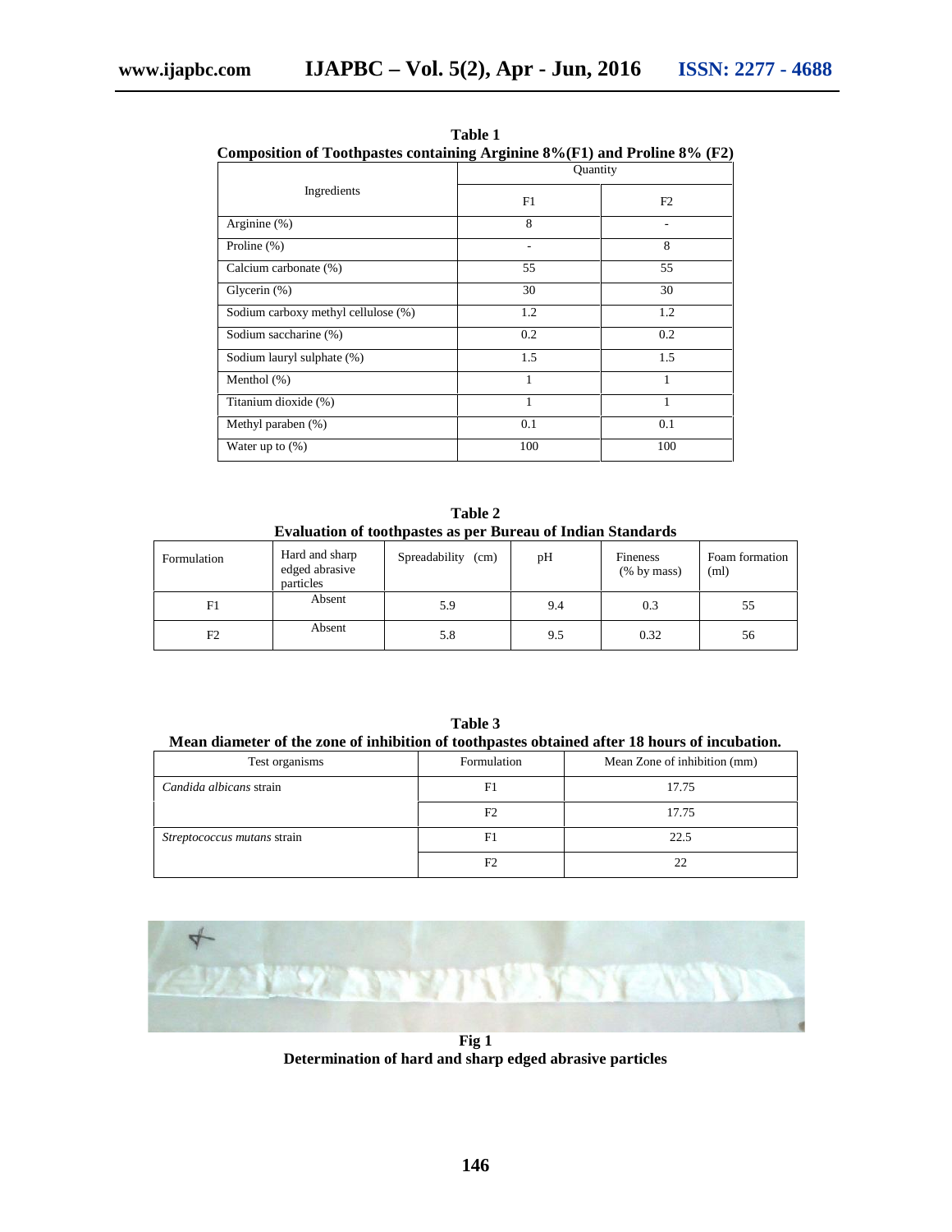**Table 1**
**Composition of Toothpastes containing Arginine 8%(F1) and Proline 8% (F2)**

| Ingredients | Quantity | |
|---|---|---|
| | F1 | F2 |
| Arginine (%) | 8 | - |
| Proline (%) | - | 8 |
| Calcium carbonate (%) | 55 | 55 |
| Glycerin (%) | 30 | 30 |
| Sodium carboxy methyl cellulose (%) | 1.2 | 1.2 |
| Sodium saccharine (%) | 0.2 | 0.2 |
| Sodium lauryl sulphate (%) | 1.5 | 1.5 |
| Menthol (%) | 1 | 1 |
| Titanium dioxide (%) | 1 | 1 |
| Methyl paraben (%) | 0.1 | 0.1 |
| Water up to (%) | 100 | 100 |

**Table 2**
**Evaluation of toothpastes as per Bureau of Indian Standards**

| Formulation | Hard and sharp edged abrasive particles | Spreadability (cm) | pH | Fineness (% by mass) | Foam formation (ml) |
|---|---|---|---|---|---|
| F1 | Absent | 5.9 | 9.4 | 0.3 | 55 |
| F2 | Absent | 5.8 | 9.5 | 0.32 | 56 |

**Table 3**
**Mean diameter of the zone of inhibition of toothpastes obtained after 18 hours of incubation.**

| Test organisms | Formulation | Mean Zone of inhibition (mm) |
|---|---|---|
| *Candida albicans* strain | F1 | 17.75 |
| | F2 | 17.75 |
| *Streptococcus mutans* strain | F1 | 22.5 |
| | F2 | 22 |

**Fig 1**
**Determination of hard and sharp edged abrasive particles**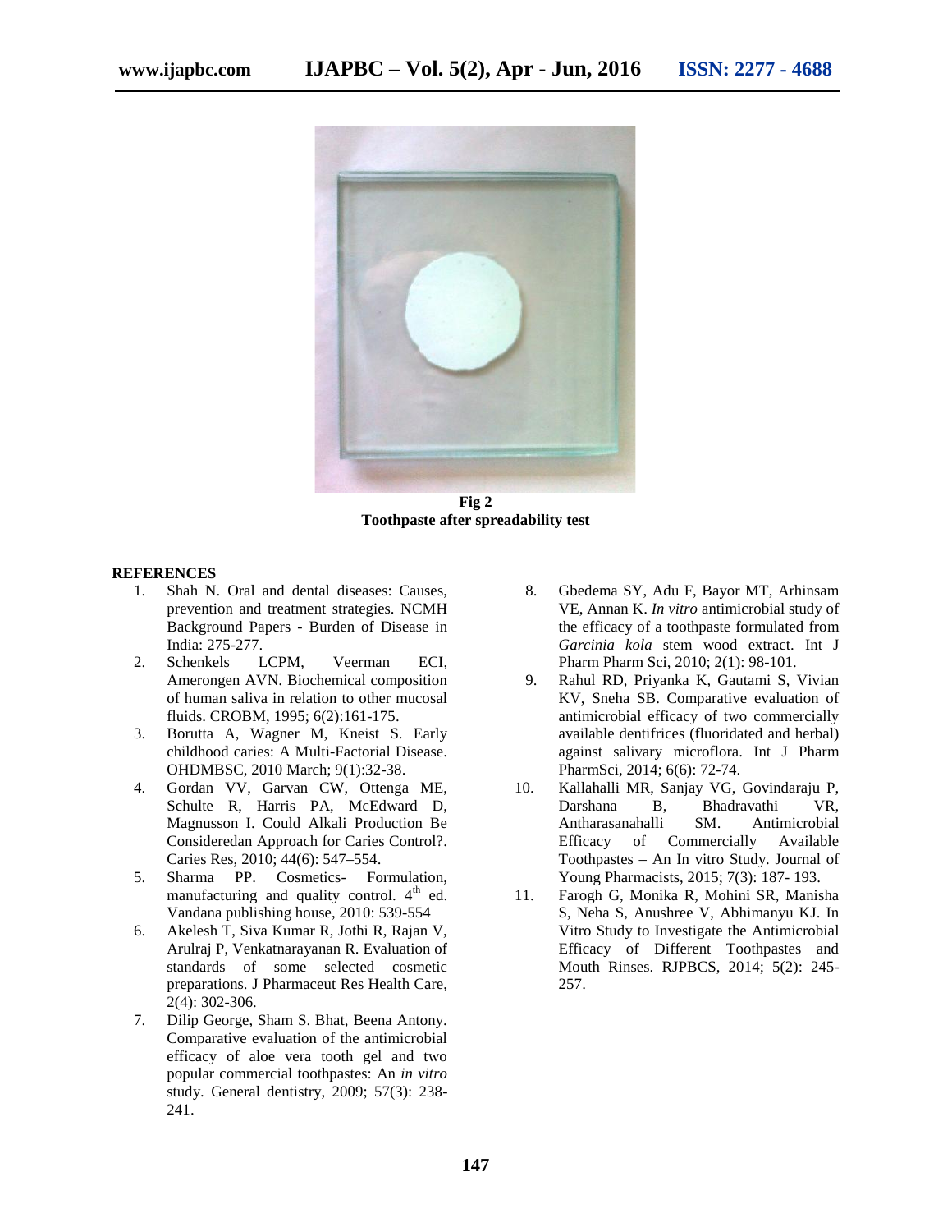Fig 2
**Toothpaste after spreadability test**

## REFERENCES

1. Shah N. Oral and dental diseases: Causes, prevention and treatment strategies. NCMH Background Papers - Burden of Disease in India: 275-277.
2. Schenkels LCPM, Veerman ECI, Amerongen AVN. Biochemical composition of human saliva in relation to other mucosal fluids. CROBM, 1995; 6(2):161-175.
3. Borutta A, Wagner M, Kneist S. Early childhood caries: A Multi-Factorial Disease. OHDMBSC, 2010 March; 9(1):32-38.
4. Gordan VV, Garvan CW, Ottenga ME, Schulte R, Harris PA, McEdward D, Magnusson I. Could Alkali Production Be Consideredan Approach for Caries Control?. Caries Res, 2010; 44(6): 547–554.
5. Sharma PP. Cosmetics- Formulation, manufacturing and quality control. 4th ed. Vandana publishing house, 2010: 539-554
6. Akelesh T, Siva Kumar R, Jothi R, Rajan V, Arulraj P, Venkatnarayanan R. Evaluation of standards of some selected cosmetic preparations. J Pharmaceut Res Health Care, 2(4): 302-306.
7. Dilip George, Sham S. Bhat, Beena Antony. Comparative evaluation of the antimicrobial efficacy of aloe vera tooth gel and two popular commercial toothpastes: An *in vitro* study. General dentistry, 2009; 57(3): 238-241.
8. Gbedema SY, Adu F, Bayor MT, Arhinsam VE, Annan K. *In vitro* antimicrobial study of the efficacy of a toothpaste formulated from *Garcinia kola* stem wood extract. Int J Pharm Pharm Sci, 2010; 2(1): 98-101.
9. Rahul RD, Priyanka K, Gautami S, Vivian KV, Sneha SB. Comparative evaluation of antimicrobial efficacy of two commercially available dentifrices (fluoridated and herbal) against salivary microflora. Int J Pharm PharmSci, 2014; 6(6): 72-74.
10. Kallahalli MR, Sanjay VG, Govindaraju P, Darshana B, Bhadravathi VR, Antharasanahalli SM. Antimicrobial Efficacy of Commercially Available Toothpastes – An In vitro Study. Journal of Young Pharmacists, 2015; 7(3): 187- 193.
11. Farogh G, Monika R, Mohini SR, Manisha S, Neha S, Anushree V, Abhimanyu KJ. In Vitro Study to Investigate the Antimicrobial Efficacy of Different Toothpastes and Mouth Rinses. RJPBCS, 2014; 5(2): 245-257.